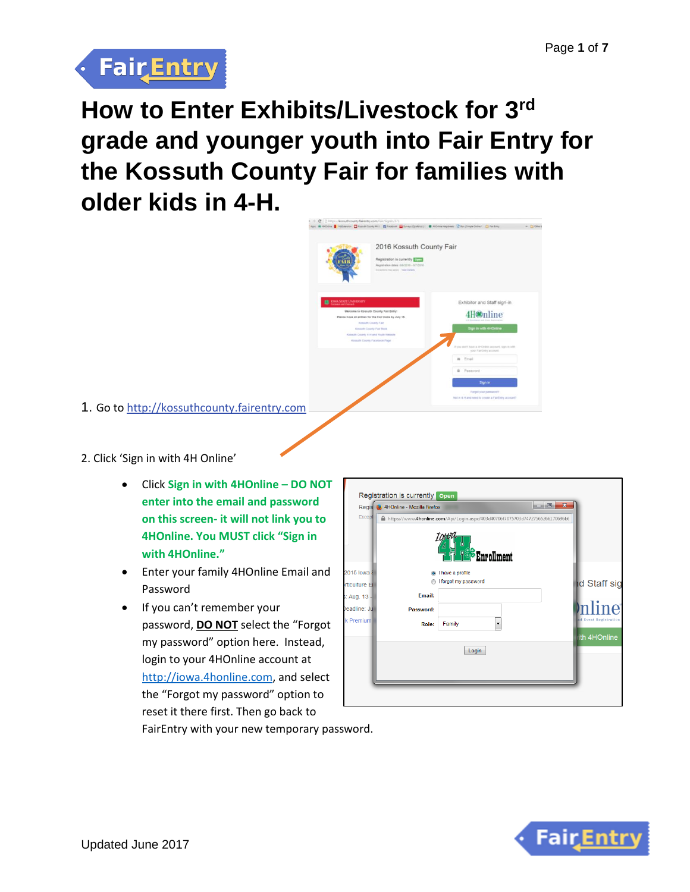# How to Enter Exhibits/Livestock for 3rd grade and younger youth into Fair Entry for the Kossuth County Fair for families with older kids in 4-H.

1. Go to http://kossuthcounty.fairentry.com

2. Click 'Sign in with 4H Online'

- Click **Sign in with 4HOnline – DO NOT enter into the email and password on this screen- it will not link you to 4HOnline. You MUST click "Sign in with 4HOnline."**
- Enter your family 4HOnline Email and Password
- If you can't remember your password, **DO NOT** select the "Forgot my password" option here. Instead, login to your 4HOnline account at http://iowa.4honline.com, and select the "Forgot my password" option to reset it there first. Then go back to FairEntry with your new temporary password.

Updated June 2017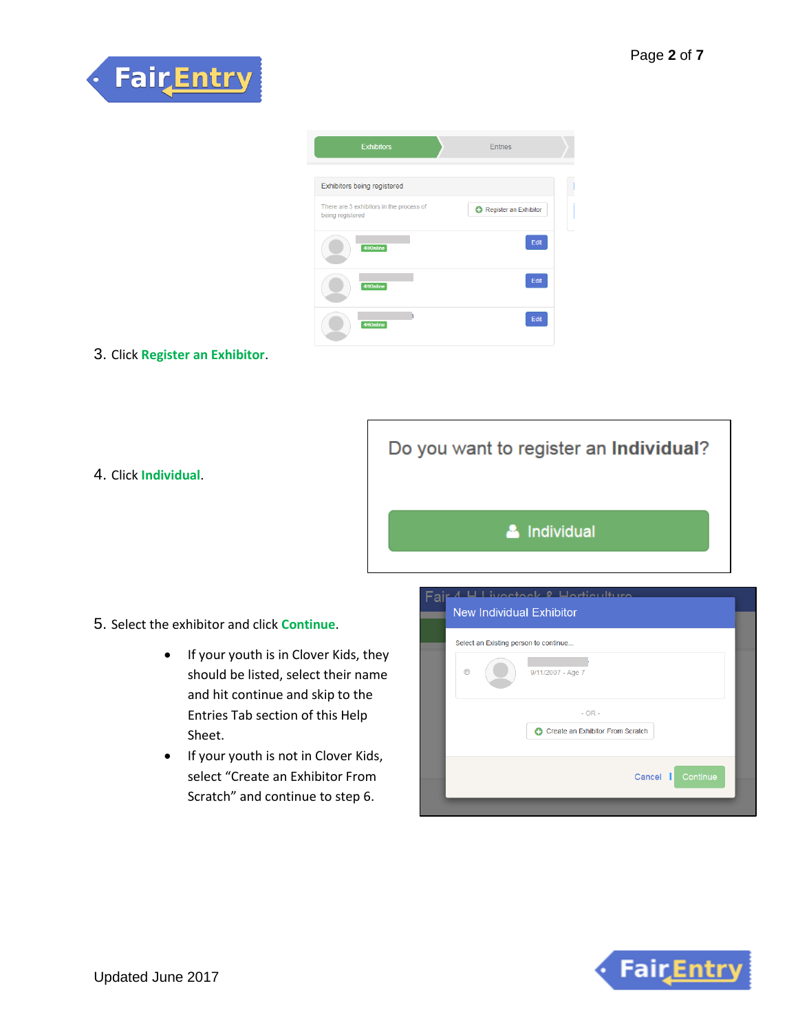3. Click **Register an Exhibitor**.

4. Click **Individual**.

5. Select the exhibitor and click **Continue**.
   - If your youth is in Clover Kids, they should be listed, select their name and hit continue and skip to the Entries Tab section of this Help Sheet.
   - If your youth is not in Clover Kids, select “Create an Exhibitor From Scratch” and continue to step 6.

Updated June 2017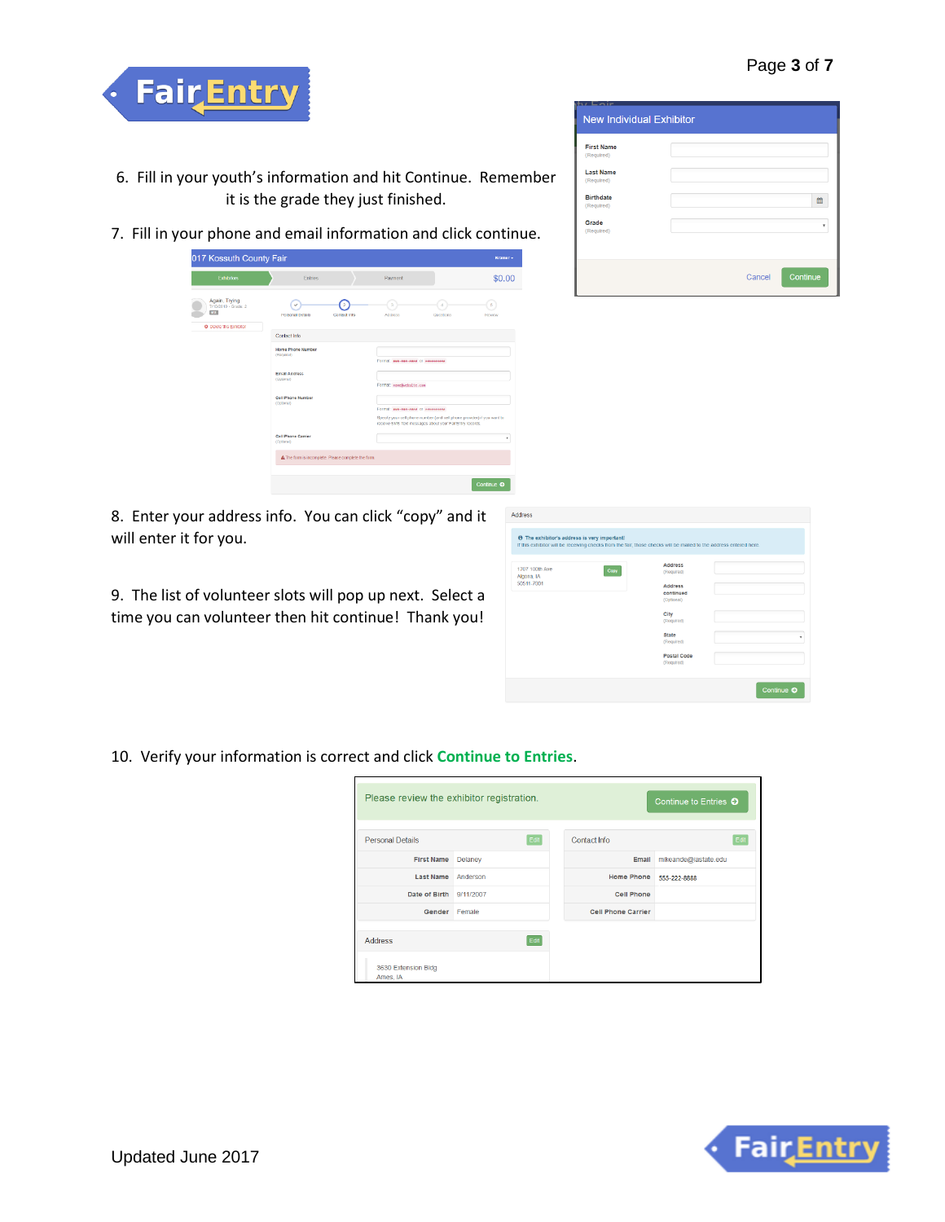6. Fill in your youth's information and hit Continue. Remember it is the grade they just finished.

7. Fill in your phone and email information and click continue.

8. Enter your address info. You can click "copy" and it will enter it for you.

9. The list of volunteer slots will pop up next. Select a time you can volunteer then hit continue! Thank you!

10. Verify your information is correct and click **Continue to Entries**.

Updated June 2017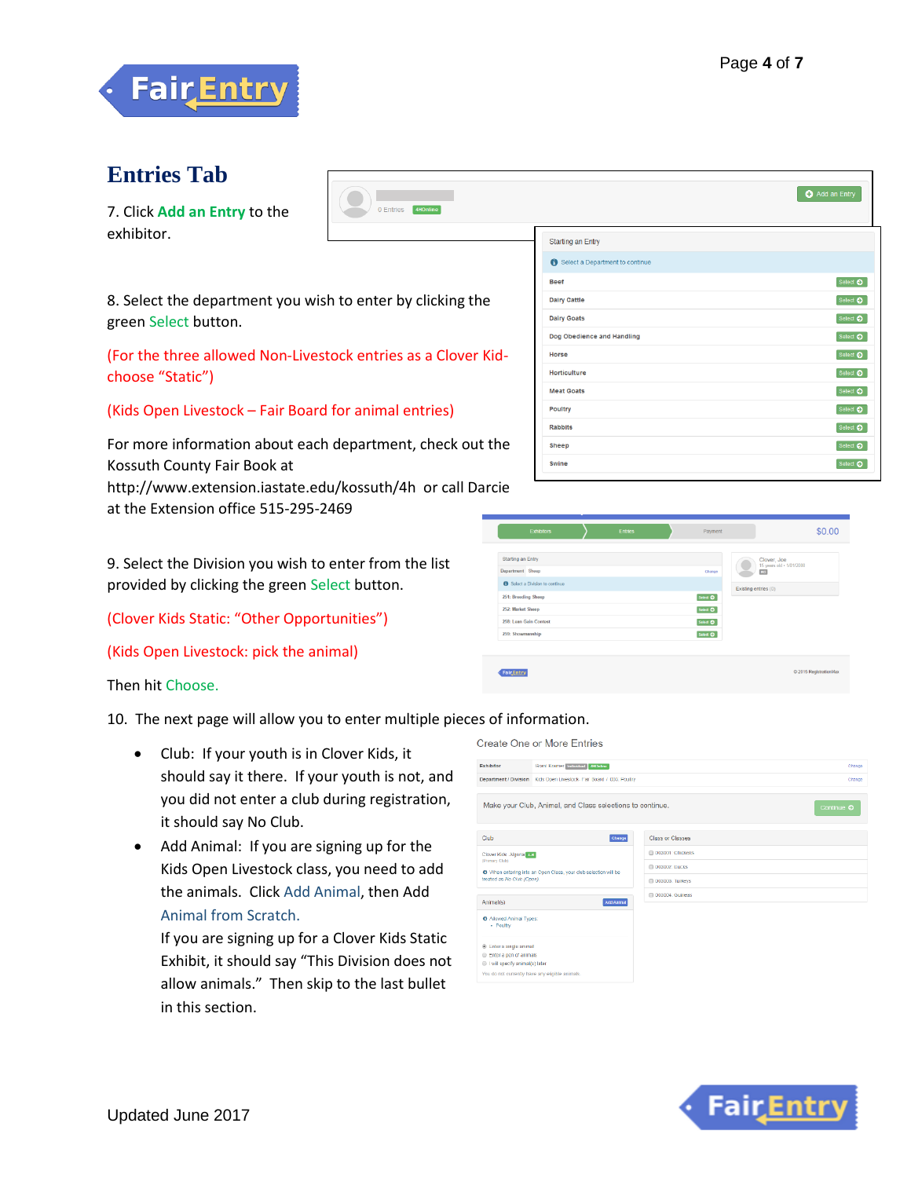## Entries Tab

7. Click Add an Entry to the exhibitor.

8. Select the department you wish to enter by clicking the green Select button.

(For the three allowed Non-Livestock entries as a Clover Kid- choose "Static")

(Kids Open Livestock – Fair Board for animal entries)

For more information about each department, check out the Kossuth County Fair Book at http://www.extension.iastate.edu/kossuth/4h or call Darcie at the Extension office 515-295-2469

9. Select the Division you wish to enter from the list provided by clicking the green Select button.

(Clover Kids Static: "Other Opportunities")

(Kids Open Livestock: pick the animal)

Then hit Choose.

10. The next page will allow you to enter multiple pieces of information.

- Club: If your youth is in Clover Kids, it should say it there. If your youth is not, and you did not enter a club during registration, it should say No Club.
- Add Animal: If you are signing up for the Kids Open Livestock class, you need to add the animals. Click Add Animal, then Add Animal from Scratch.
  If you are signing up for a Clover Kids Static Exhibit, it should say "This Division does not allow animals." Then skip to the last bullet in this section.

Updated June 2017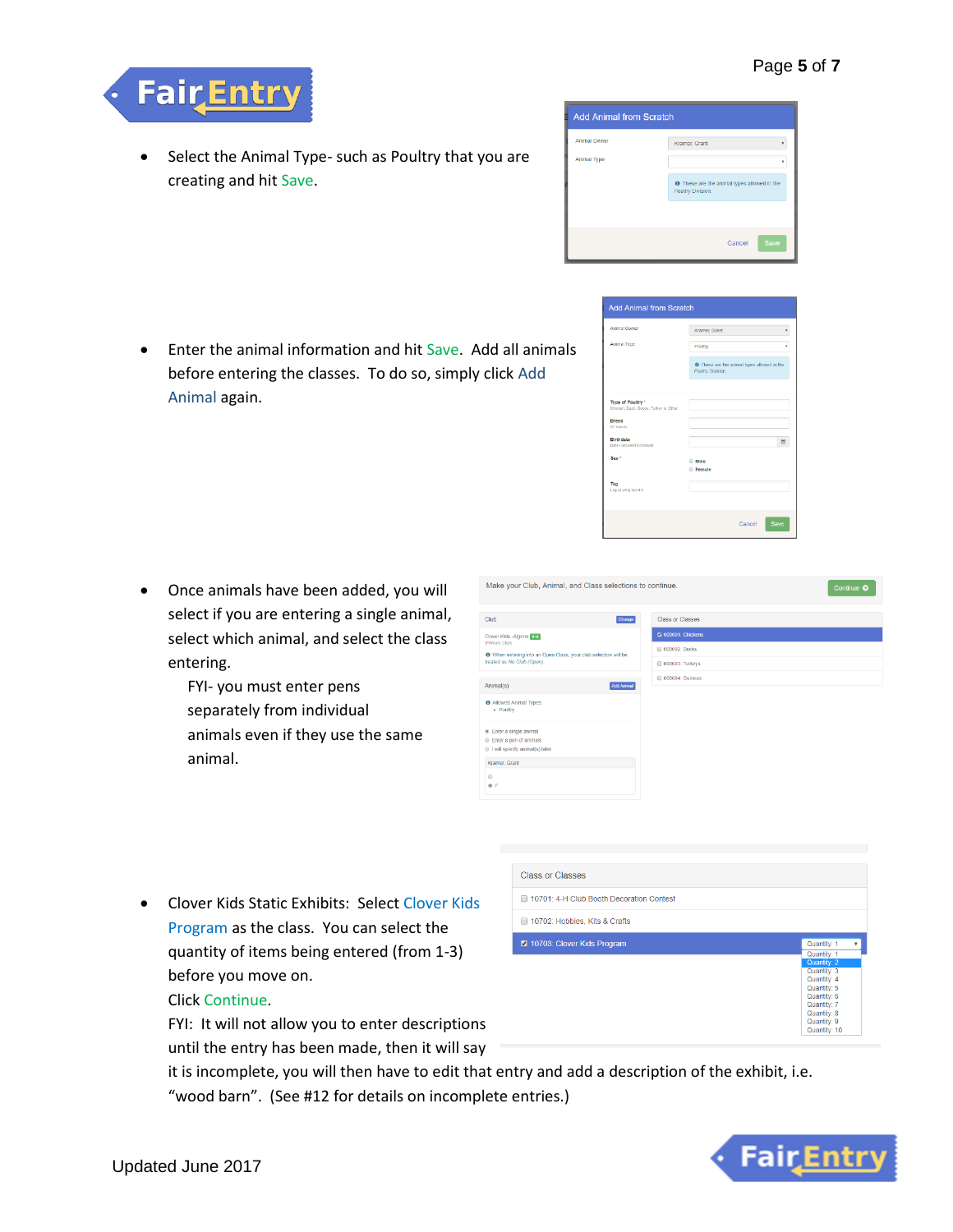- Select the Animal Type- such as Poultry that you are creating and hit Save.

- Enter the animal information and hit Save. Add all animals before entering the classes. To do so, simply click Add Animal again.

- Once animals have been added, you will select if you are entering a single animal, select which animal, and select the class entering.

  FYI- you must enter pens separately from individual animals even if they use the same animal.

- Clover Kids Static Exhibits: Select Clover Kids Program as the class. You can select the quantity of items being entered (from 1-3) before you move on.
  Click Continue.
  FYI: It will not allow you to enter descriptions until the entry has been made, then it will say it is incomplete, you will then have to edit that entry and add a description of the exhibit, i.e. "wood barn". (See #12 for details on incomplete entries.)

Updated June 2017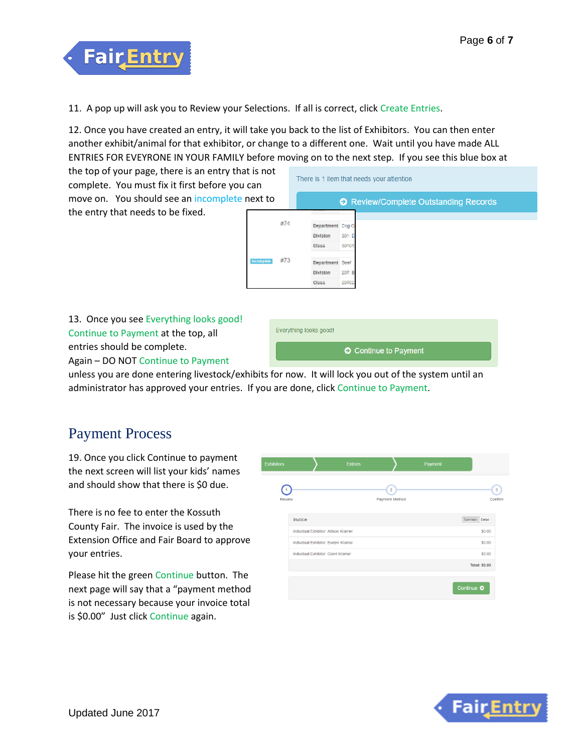11. A pop up will ask you to Review your Selections. If all is correct, click Create Entries.

12. Once you have created an entry, it will take you back to the list of Exhibitors. You can then enter another exhibit/animal for that exhibitor, or change to a different one. Wait until you have made ALL ENTRIES FOR EVEYRONE IN YOUR FAMILY before moving on to the next step. If you see this blue box at the top of your page, there is an entry that is not complete. You must fix it first before you can move on. You should see an incomplete next to the entry that needs to be fixed.

13. Once you see Everything looks good! Continue to Payment at the top, all entries should be complete.
Again – DO NOT Continue to Payment unless you are done entering livestock/exhibits for now. It will lock you out of the system until an administrator has approved your entries. If you are done, click Continue to Payment.

## Payment Process

19. Once you click Continue to payment the next screen will list your kids' names and should show that there is $0 due.

There is no fee to enter the Kossuth County Fair. The invoice is used by the Extension Office and Fair Board to approve your entries.

Please hit the green Continue button. The next page will say that a "payment method is not necessary because your invoice total is $0.00" Just click Continue again.

Updated June 2017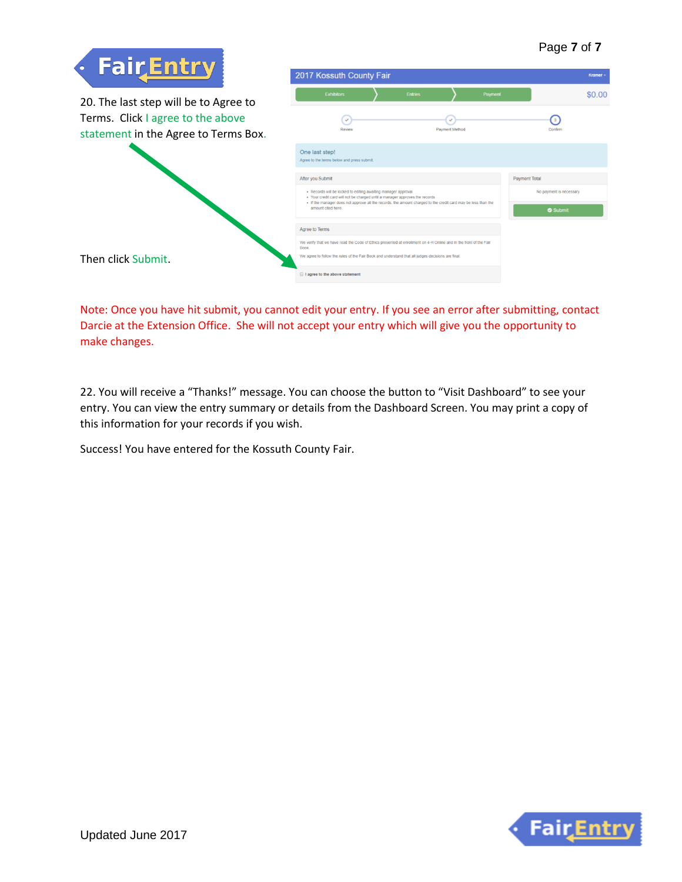20. The last step will be to Agree to Terms. Click I agree to the above statement in the Agree to Terms Box.

Then click Submit.

Note: Once you have hit submit, you cannot edit your entry. If you see an error after submitting, contact Darcie at the Extension Office. She will not accept your entry which will give you the opportunity to make changes.

22. You will receive a "Thanks!" message. You can choose the button to "Visit Dashboard" to see your entry. You can view the entry summary or details from the Dashboard Screen. You may print a copy of this information for your records if you wish.

Success! You have entered for the Kossuth County Fair.

Updated June 2017